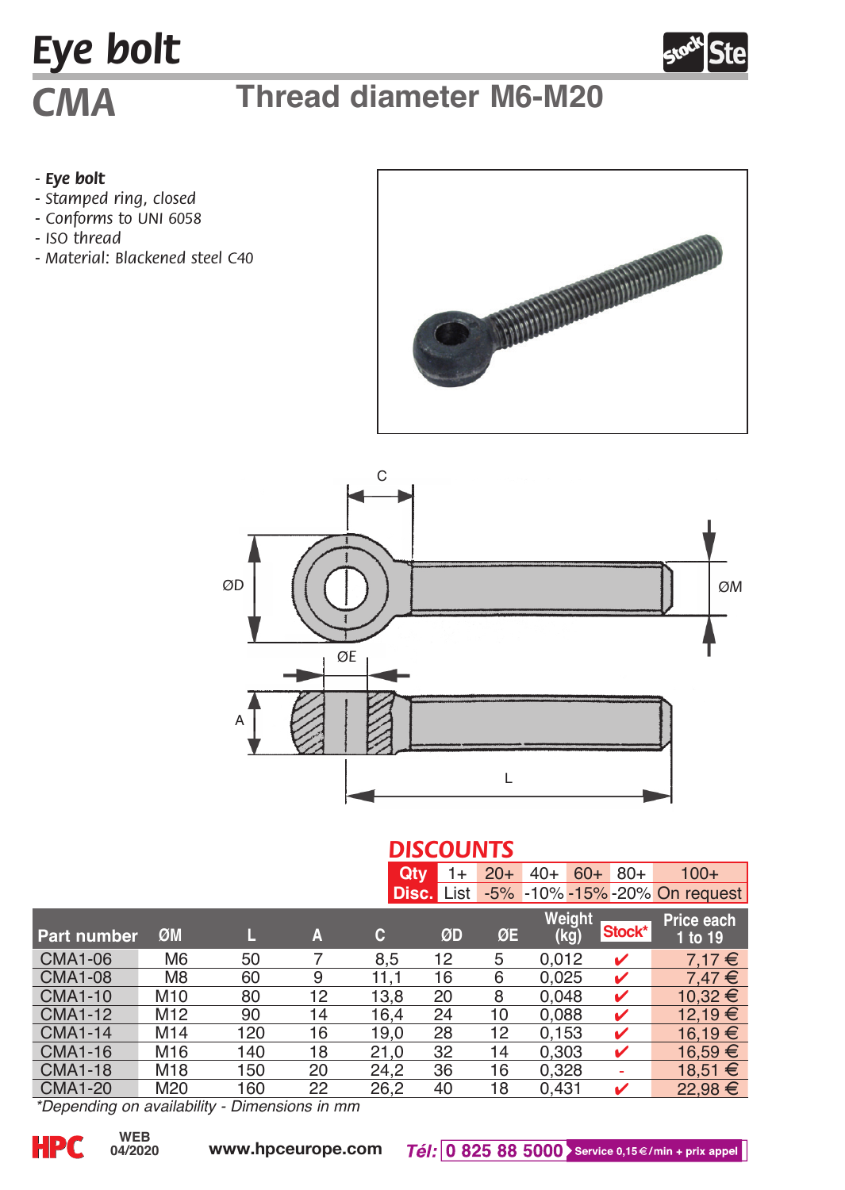# Eye bolt

## CMA Thread diameter M6-M20

- ***Eye bolt***
- *Stamped ring, closed*
- *Conforms to UNI 6058*
- *ISO thread*
- *Material: Blackened steel C40*

## DISCOUNTS

| Qty | 1+ | 20+ | 40+ | 60+ | 80+ | 100+ |
|---|---|---|---|---|---|---|
| Disc. | List | -5% | -10% | -15% | -20% | On request |

| Part number | ØM | L | A | C | ØD | ØE | Weight (kg) | Stock* | Price each 1 to 19 |
|---|---|---|---|---|---|---|---|---|---|
| CMA1-06 | M6 | 50 | 7 | 8,5 | 12 | 5 | 0,012 | ✔ | 7,17 € |
| CMA1-08 | M8 | 60 | 9 | 11,1 | 16 | 6 | 0,025 | ✔ | 7,47 € |
| CMA1-10 | M10 | 80 | 12 | 13,8 | 20 | 8 | 0,048 | ✔ | 10,32 € |
| CMA1-12 | M12 | 90 | 14 | 16,4 | 24 | 10 | 0,088 | ✔ | 12,19 € |
| CMA1-14 | M14 | 120 | 16 | 19,0 | 28 | 12 | 0,153 | ✔ | 16,19 € |
| CMA1-16 | M16 | 140 | 18 | 21,0 | 32 | 14 | 0,303 | ✔ | 16,59 € |
| CMA1-18 | M18 | 150 | 20 | 24,2 | 36 | 16 | 0,328 | - | 18,51 € |
| CMA1-20 | M20 | 160 | 22 | 26,2 | 40 | 18 | 0,431 | ✔ | 22,98 € |

*\*Depending on availability - Dimensions in mm*

WEB 04/2020 www.hpceurope.com *Tél:* 0 825 88 5000 Service 0,15 €/min + prix appel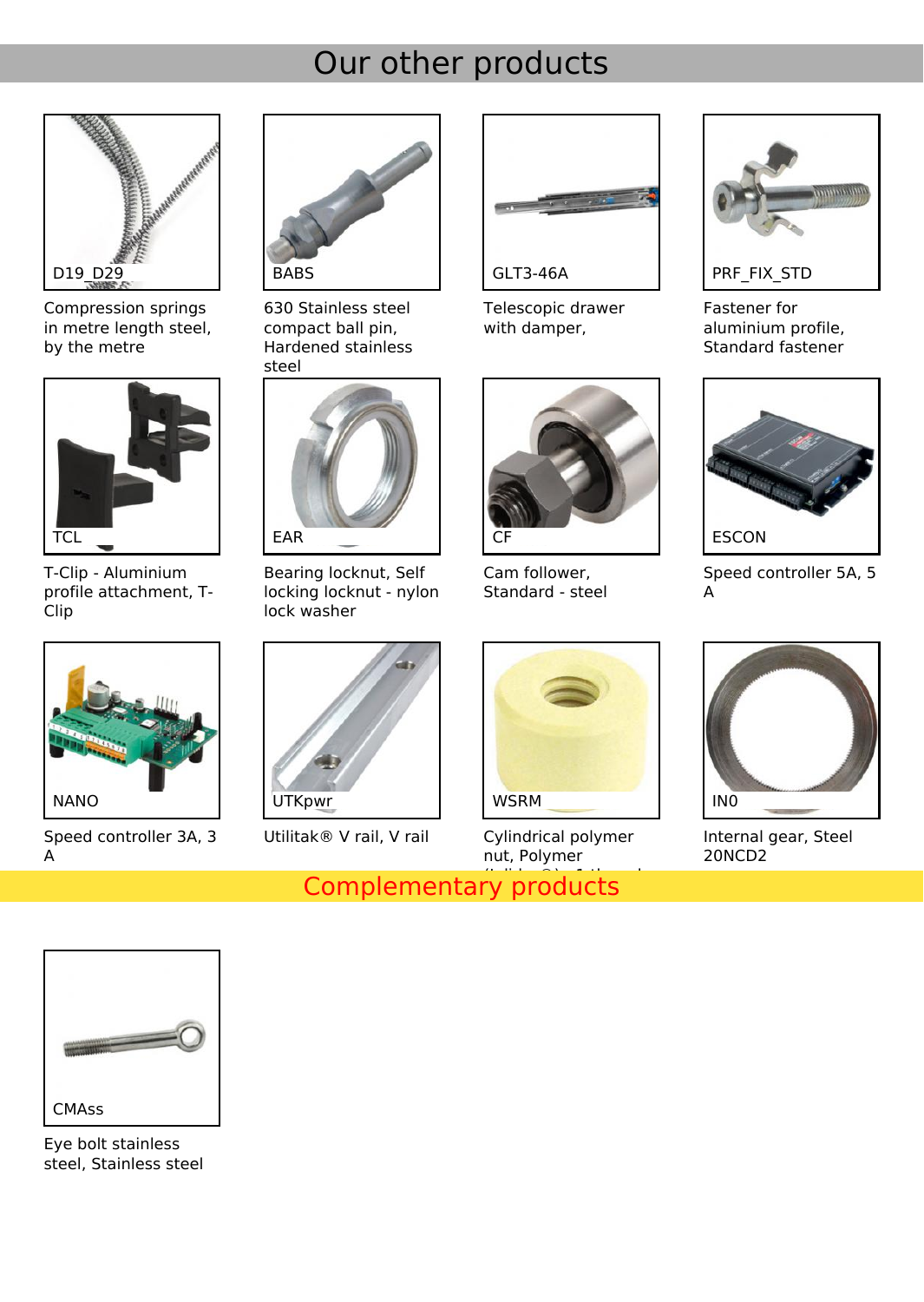# Our other products

D19_D29

Compression springs in metre length steel, by the metre

BABS

630 Stainless steel compact ball pin, Hardened stainless steel

GLT3-46A

Telescopic drawer with damper,

PRF_FIX_STD

Fastener for aluminium profile, Standard fastener

TCL

T-Clip - Aluminium profile attachment, T-Clip

EAR

Bearing locknut, Self locking locknut - nylon lock washer

CF

Cam follower, Standard - steel

ESCON

Speed controller 5A, 5 A

NANO

Speed controller 3A, 3 A

UTKpwr

Utilitak® V rail, V rail

WSRM

Cylindrical polymer nut, Polymer

IN0

Internal gear, Steel 20NCD2

# Complementary products

CMAss

Eye bolt stainless steel, Stainless steel